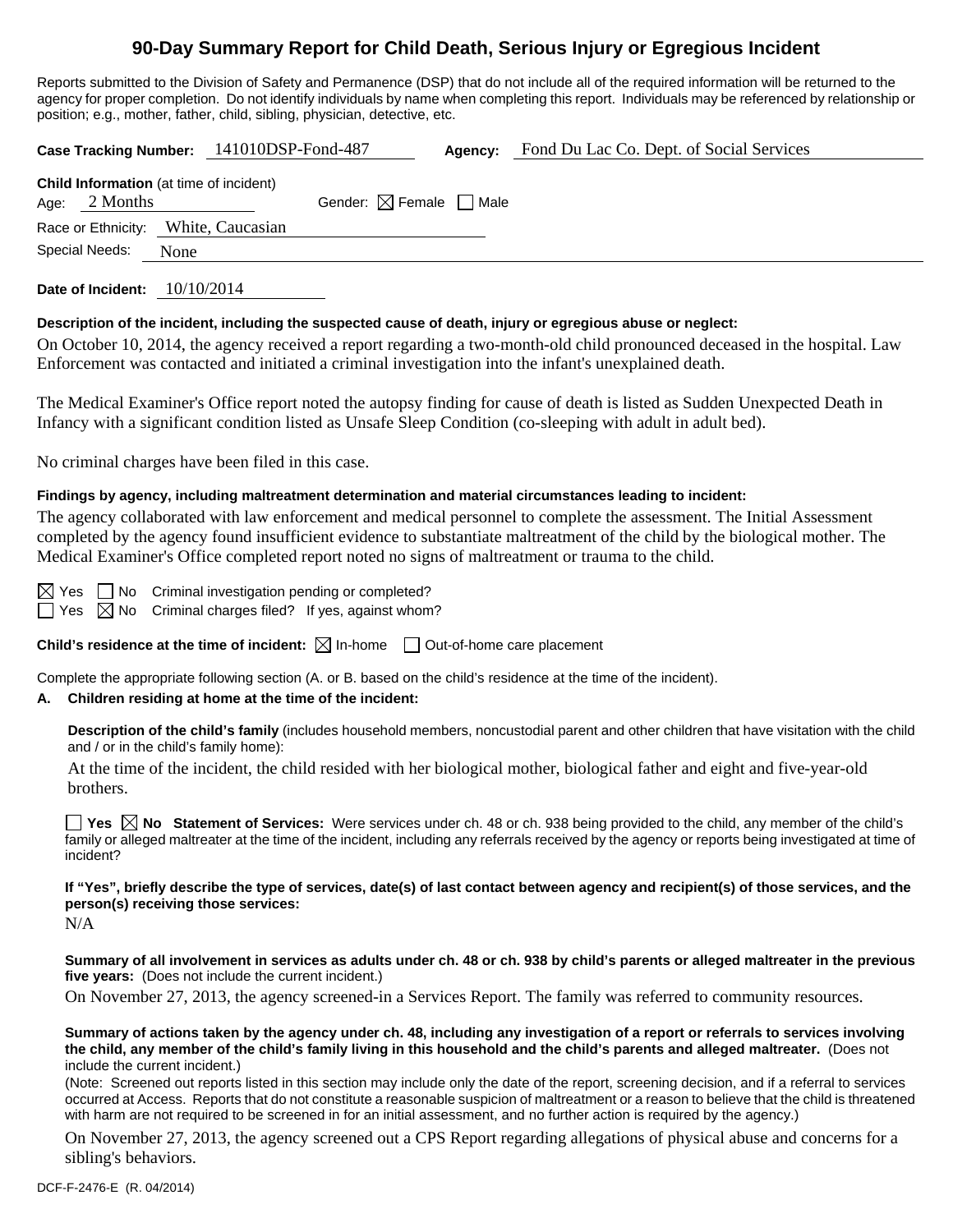# 90-Day Summary Report for Child Death, Serious Injury or Egregious Incident

Reports submitted to the Division of Safety and Permanence (DSP) that do not include all of the required information will be returned to the agency for proper completion. Do not identify individuals by name when completing this report. Individuals may be referenced by relationship or position; e.g., mother, father, child, sibling, physician, detective, etc.

**Case Tracking Number:** 141010DSP-Fond-487 **Agency:** Fond Du Lac Co. Dept. of Social Services

**Child Information** (at time of incident)
Age: 2 Months Gender: ☒ Female ☐ Male
Race or Ethnicity: White, Caucasian
Special Needs: None

**Date of Incident:** 10/10/2014

**Description of the incident, including the suspected cause of death, injury or egregious abuse or neglect:**

On October 10, 2014, the agency received a report regarding a two-month-old child pronounced deceased in the hospital. Law Enforcement was contacted and initiated a criminal investigation into the infant's unexplained death.

The Medical Examiner's Office report noted the autopsy finding for cause of death is listed as Sudden Unexpected Death in Infancy with a significant condition listed as Unsafe Sleep Condition (co-sleeping with adult in adult bed).

No criminal charges have been filed in this case.

**Findings by agency, including maltreatment determination and material circumstances leading to incident:**

The agency collaborated with law enforcement and medical personnel to complete the assessment. The Initial Assessment completed by the agency found insufficient evidence to substantiate maltreatment of the child by the biological mother. The Medical Examiner's Office completed report noted no signs of maltreatment or trauma to the child.

☒ Yes ☐ No Criminal investigation pending or completed?
☐ Yes ☒ No Criminal charges filed? If yes, against whom?

**Child's residence at the time of incident:** ☒ In-home ☐ Out-of-home care placement

Complete the appropriate following section (A. or B. based on the child's residence at the time of the incident).

**A. Children residing at home at the time of the incident:**

**Description of the child's family** (includes household members, noncustodial parent and other children that have visitation with the child and / or in the child's family home):

At the time of the incident, the child resided with her biological mother, biological father and eight and five-year-old brothers.

☐ **Yes** ☒ **No Statement of Services:** Were services under ch. 48 or ch. 938 being provided to the child, any member of the child's family or alleged maltreater at the time of the incident, including any referrals received by the agency or reports being investigated at time of incident?

**If "Yes", briefly describe the type of services, date(s) of last contact between agency and recipient(s) of those services, and the person(s) receiving those services:**

N/A

**Summary of all involvement in services as adults under ch. 48 or ch. 938 by child's parents or alleged maltreater in the previous five years:** (Does not include the current incident.)

On November 27, 2013, the agency screened-in a Services Report. The family was referred to community resources.

**Summary of actions taken by the agency under ch. 48, including any investigation of a report or referrals to services involving the child, any member of the child's family living in this household and the child's parents and alleged maltreater.** (Does not include the current incident.)

(Note: Screened out reports listed in this section may include only the date of the report, screening decision, and if a referral to services occurred at Access. Reports that do not constitute a reasonable suspicion of maltreatment or a reason to believe that the child is threatened with harm are not required to be screened in for an initial assessment, and no further action is required by the agency.)

On November 27, 2013, the agency screened out a CPS Report regarding allegations of physical abuse and concerns for a sibling's behaviors.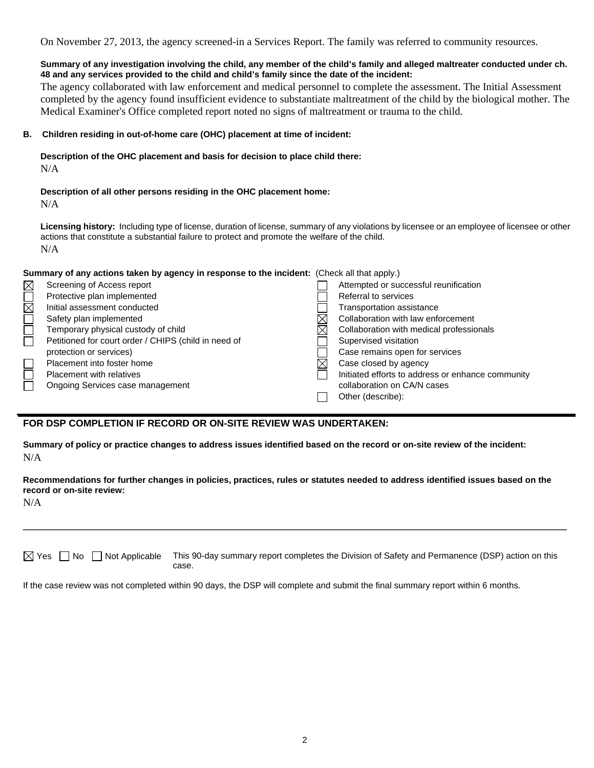On November 27, 2013, the agency screened-in a Services Report. The family was referred to community resources.

**Summary of any investigation involving the child, any member of the child's family and alleged maltreater conducted under ch. 48 and any services provided to the child and child's family since the date of the incident:**

The agency collaborated with law enforcement and medical personnel to complete the assessment. The Initial Assessment completed by the agency found insufficient evidence to substantiate maltreatment of the child by the biological mother. The Medical Examiner's Office completed report noted no signs of maltreatment or trauma to the child.

**B. Children residing in out-of-home care (OHC) placement at time of incident:**

**Description of the OHC placement and basis for decision to place child there:**

N/A

**Description of all other persons residing in the OHC placement home:**

N/A

**Licensing history:** Including type of license, duration of license, summary of any violations by licensee or an employee of licensee or other actions that constitute a substantial failure to protect and promote the welfare of the child.

N/A

**Summary of any actions taken by agency in response to the incident:** (Check all that apply.)

- ☒ Screening of Access report
- ☐ Protective plan implemented
- ☒ Initial assessment conducted
- ☐ Safety plan implemented
- ☐ Temporary physical custody of child
- ☐ Petitioned for court order / CHIPS (child in need of protection or services)
- ☐ Placement into foster home
- ☐ Placement with relatives
- ☐ Ongoing Services case management
- ☐ Attempted or successful reunification
- ☐ Referral to services
- ☐ Transportation assistance
- ☒ Collaboration with law enforcement
- ☒ Collaboration with medical professionals
- ☐ Supervised visitation
- ☐ Case remains open for services
- ☒ Case closed by agency
- ☐ Initiated efforts to address or enhance community collaboration on CA/N cases
- ☐ Other (describe):

## FOR DSP COMPLETION IF RECORD OR ON-SITE REVIEW WAS UNDERTAKEN:

**Summary of policy or practice changes to address issues identified based on the record or on-site review of the incident:**

N/A

**Recommendations for further changes in policies, practices, rules or statutes needed to address identified issues based on the record or on-site review:**

N/A

---

☒ Yes ☐ No ☐ Not Applicable This 90-day summary report completes the Division of Safety and Permanence (DSP) action on this case.

If the case review was not completed within 90 days, the DSP will complete and submit the final summary report within 6 months.